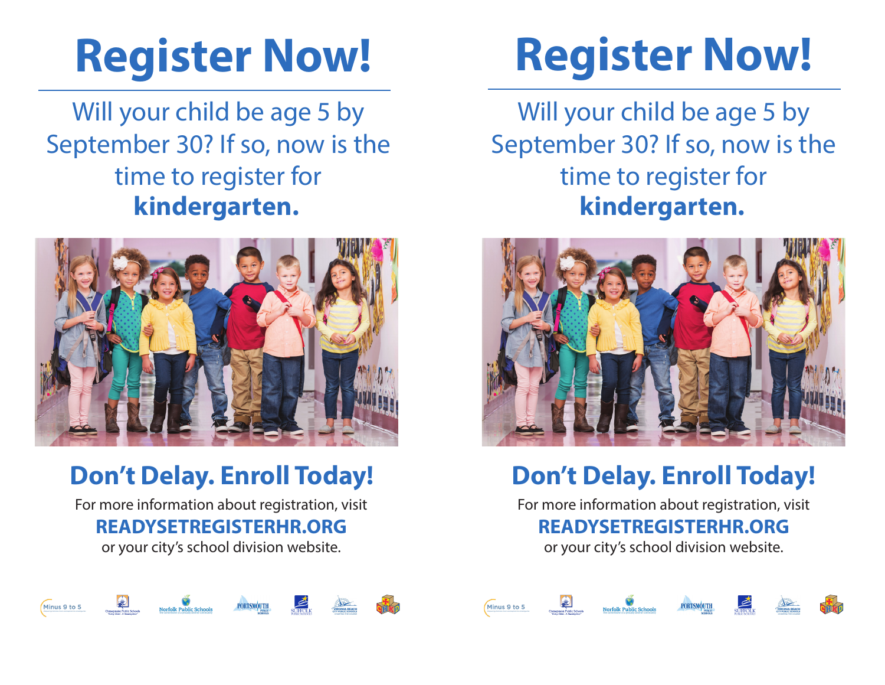# Register Now!

Will your child be age 5 by September 30? If so, now is the time to register for **kindergarten.**

## Don't Delay. Enroll Today!

For more information about registration, visit

**READYSETREGISTERHR.ORG**

or your city's school division website.

# Register Now!

Will your child be age 5 by September 30? If so, now is the time to register for **kindergarten.**

## Don't Delay. Enroll Today!

For more information about registration, visit

**READYSETREGISTERHR.ORG**

or your city's school division website.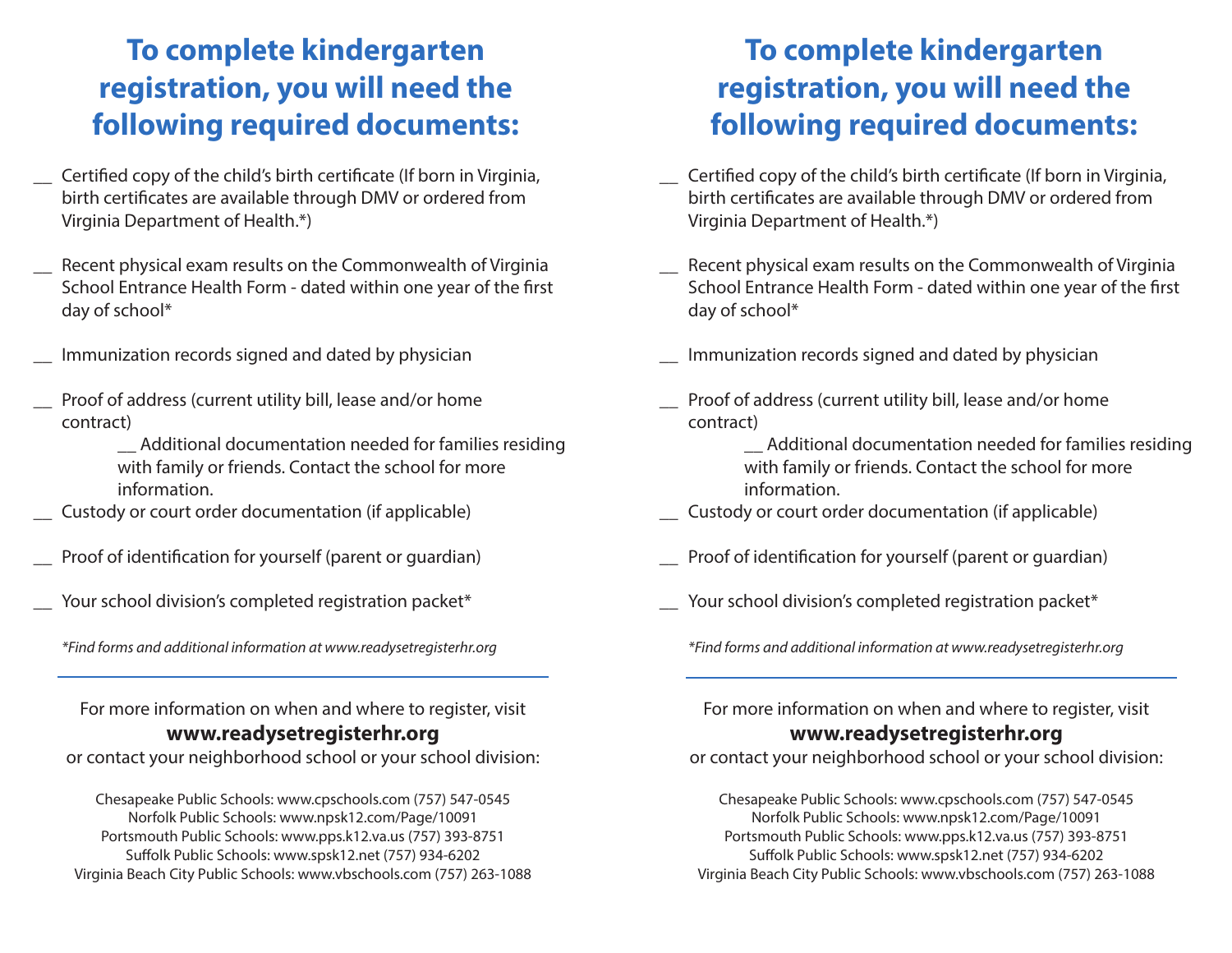# To complete kindergarten registration, you will need the following required documents:

- __ Certified copy of the child's birth certificate (If born in Virginia, birth certificates are available through DMV or ordered from Virginia Department of Health.*)
- __ Recent physical exam results on the Commonwealth of Virginia School Entrance Health Form - dated within one year of the first day of school*
- __ Immunization records signed and dated by physician
- __ Proof of address (current utility bill, lease and/or home contract)
  - __ Additional documentation needed for families residing with family or friends. Contact the school for more information.
- __ Custody or court order documentation (if applicable)
- __ Proof of identification for yourself (parent or guardian)
- __ Your school division's completed registration packet*

*\*Find forms and additional information at www.readysetregisterhr.org*

---

For more information on when and where to register, visit
**www.readysetregisterhr.org**
or contact your neighborhood school or your school division:

Chesapeake Public Schools: www.cpschools.com (757) 547-0545
Norfolk Public Schools: www.npsk12.com/Page/10091
Portsmouth Public Schools: www.pps.k12.va.us (757) 393-8751
Suffolk Public Schools: www.spsk12.net (757) 934-6202
Virginia Beach City Public Schools: www.vbschools.com (757) 263-1088

# To complete kindergarten registration, you will need the following required documents:

- __ Certified copy of the child's birth certificate (If born in Virginia, birth certificates are available through DMV or ordered from Virginia Department of Health.*)
- __ Recent physical exam results on the Commonwealth of Virginia School Entrance Health Form - dated within one year of the first day of school*
- __ Immunization records signed and dated by physician
- __ Proof of address (current utility bill, lease and/or home contract)
  - __ Additional documentation needed for families residing with family or friends. Contact the school for more information.
- __ Custody or court order documentation (if applicable)
- __ Proof of identification for yourself (parent or guardian)
- __ Your school division's completed registration packet*

*\*Find forms and additional information at www.readysetregisterhr.org*

---

For more information on when and where to register, visit
**www.readysetregisterhr.org**
or contact your neighborhood school or your school division:

Chesapeake Public Schools: www.cpschools.com (757) 547-0545
Norfolk Public Schools: www.npsk12.com/Page/10091
Portsmouth Public Schools: www.pps.k12.va.us (757) 393-8751
Suffolk Public Schools: www.spsk12.net (757) 934-6202
Virginia Beach City Public Schools: www.vbschools.com (757) 263-1088